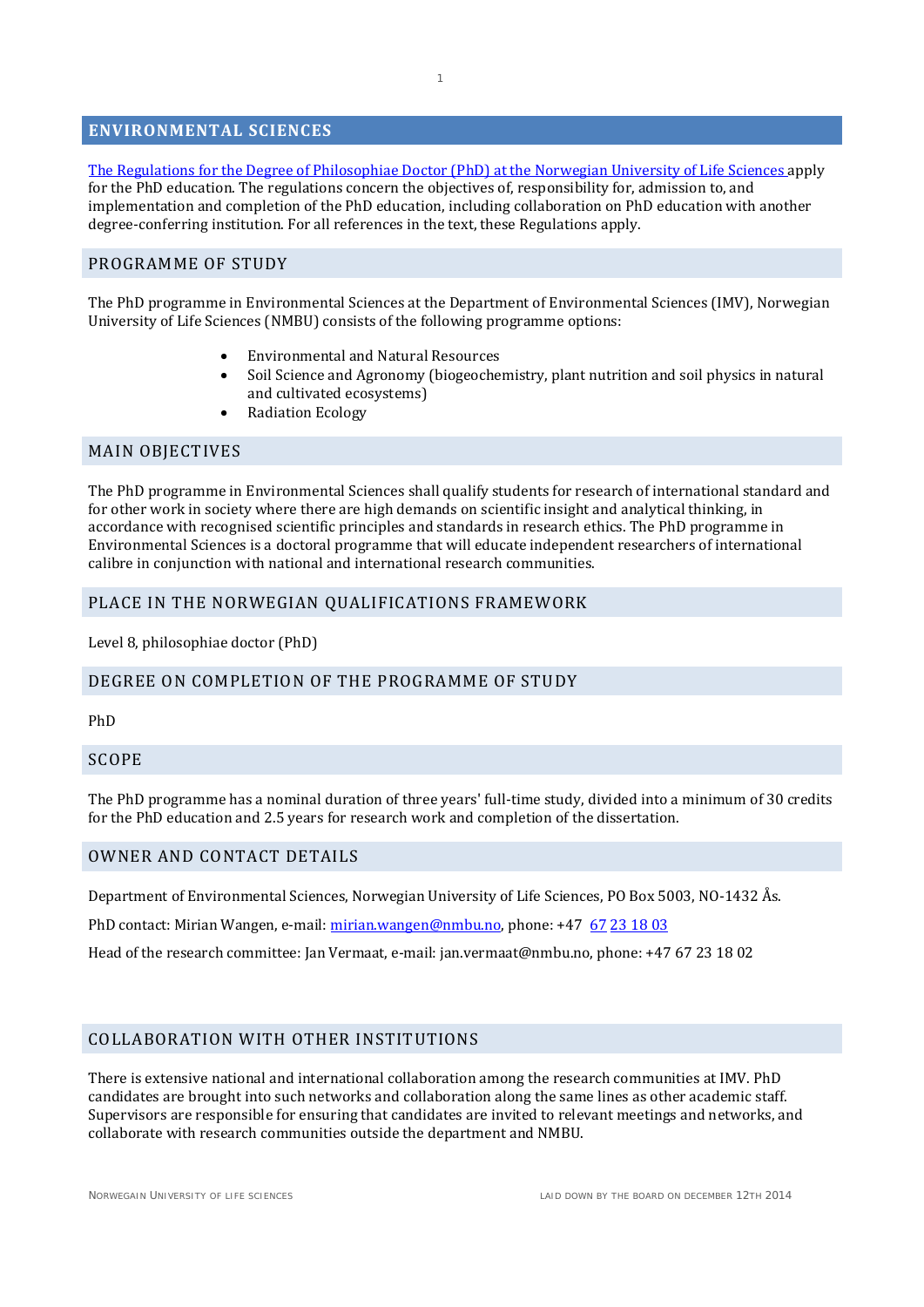# ENVIRONMENTAL SCIENCES

The Regulations for the Degree of Philosophiae Doctor (PhD) at the Norwegian University of Life Sciences apply for the PhD education. The regulations concern the objectives of, responsibility for, admission to, and implementation and completion of the PhD education, including collaboration on PhD education with another degree-conferring institution. For all references in the text, these Regulations apply.

## PROGRAMME OF STUDY

The PhD programme in Environmental Sciences at the Department of Environmental Sciences (IMV), Norwegian University of Life Sciences (NMBU) consists of the following programme options:

- Environmental and Natural Resources
- Soil Science and Agronomy (biogeochemistry, plant nutrition and soil physics in natural and cultivated ecosystems)
- Radiation Ecology

## MAIN OBJECTIVES

The PhD programme in Environmental Sciences shall qualify students for research of international standard and for other work in society where there are high demands on scientific insight and analytical thinking, in accordance with recognised scientific principles and standards in research ethics. The PhD programme in Environmental Sciences is a doctoral programme that will educate independent researchers of international calibre in conjunction with national and international research communities.

## PLACE IN THE NORWEGIAN QUALIFICATIONS FRAMEWORK

Level 8, philosophiae doctor (PhD)

## DEGREE ON COMPLETION OF THE PROGRAMME OF STUDY

PhD

## SCOPE

The PhD programme has a nominal duration of three years' full-time study, divided into a minimum of 30 credits for the PhD education and 2.5 years for research work and completion of the dissertation.

## OWNER AND CONTACT DETAILS

Department of Environmental Sciences, Norwegian University of Life Sciences, PO Box 5003, NO-1432 Ås.

PhD contact: Mirian Wangen, e-mail: mirian.wangen@nmbu.no, phone: +47 67 23 18 03

Head of the research committee: Jan Vermaat, e-mail: jan.vermaat@nmbu.no, phone: +47 67 23 18 02

## COLLABORATION WITH OTHER INSTITUTIONS

There is extensive national and international collaboration among the research communities at IMV. PhD candidates are brought into such networks and collaboration along the same lines as other academic staff. Supervisors are responsible for ensuring that candidates are invited to relevant meetings and networks, and collaborate with research communities outside the department and NMBU.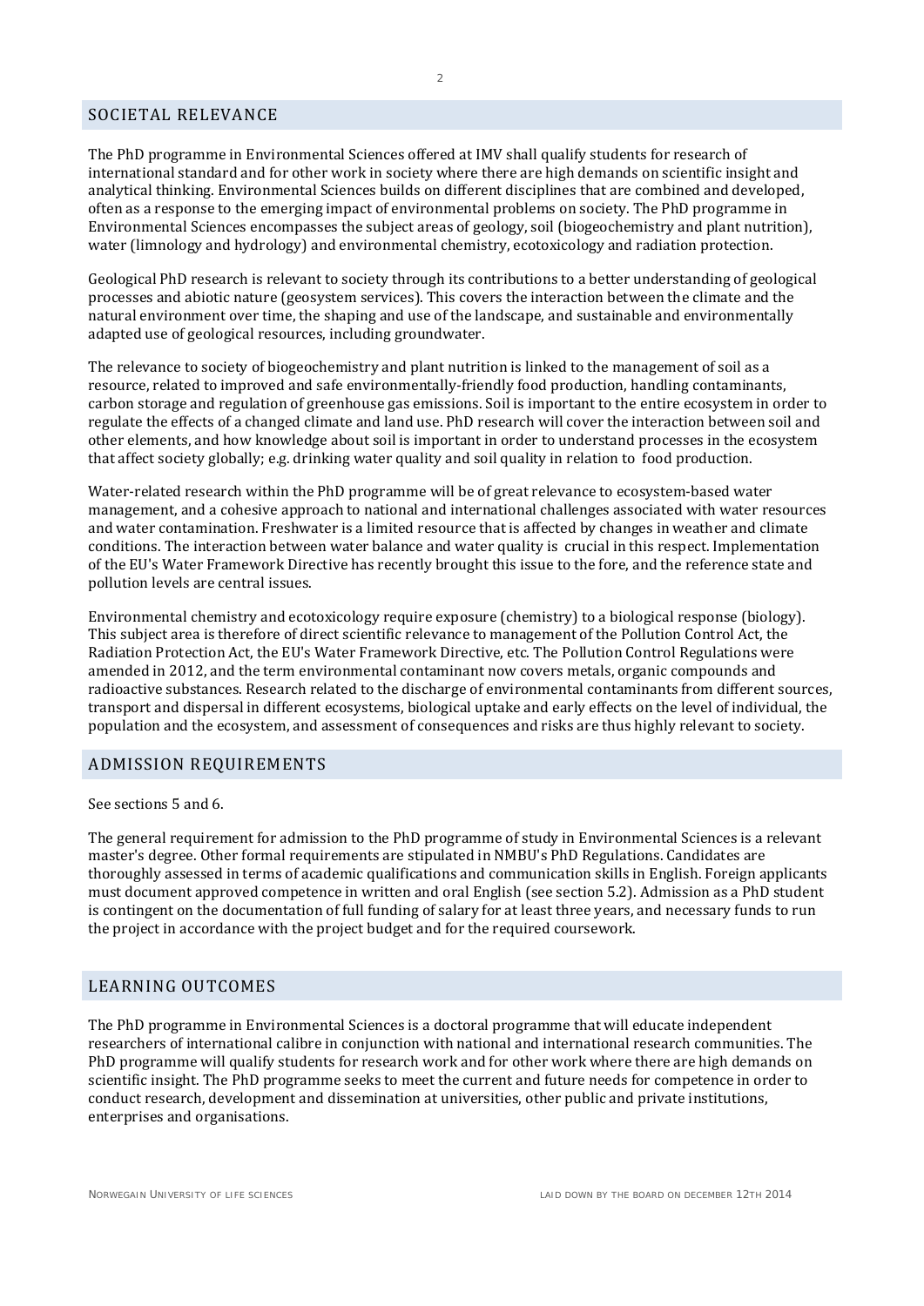## SOCIETAL RELEVANCE

The PhD programme in Environmental Sciences offered at IMV shall qualify students for research of international standard and for other work in society where there are high demands on scientific insight and analytical thinking. Environmental Sciences builds on different disciplines that are combined and developed, often as a response to the emerging impact of environmental problems on society. The PhD programme in Environmental Sciences encompasses the subject areas of geology, soil (biogeochemistry and plant nutrition), water (limnology and hydrology) and environmental chemistry, ecotoxicology and radiation protection.

Geological PhD research is relevant to society through its contributions to a better understanding of geological processes and abiotic nature (geosystem services). This covers the interaction between the climate and the natural environment over time, the shaping and use of the landscape, and sustainable and environmentally adapted use of geological resources, including groundwater.

The relevance to society of biogeochemistry and plant nutrition is linked to the management of soil as a resource, related to improved and safe environmentally-friendly food production, handling contaminants, carbon storage and regulation of greenhouse gas emissions. Soil is important to the entire ecosystem in order to regulate the effects of a changed climate and land use. PhD research will cover the interaction between soil and other elements, and how knowledge about soil is important in order to understand processes in the ecosystem that affect society globally; e.g. drinking water quality and soil quality in relation to food production.

Water-related research within the PhD programme will be of great relevance to ecosystem-based water management, and a cohesive approach to national and international challenges associated with water resources and water contamination. Freshwater is a limited resource that is affected by changes in weather and climate conditions. The interaction between water balance and water quality is crucial in this respect. Implementation of the EU's Water Framework Directive has recently brought this issue to the fore, and the reference state and pollution levels are central issues.

Environmental chemistry and ecotoxicology require exposure (chemistry) to a biological response (biology). This subject area is therefore of direct scientific relevance to management of the Pollution Control Act, the Radiation Protection Act, the EU's Water Framework Directive, etc. The Pollution Control Regulations were amended in 2012, and the term environmental contaminant now covers metals, organic compounds and radioactive substances. Research related to the discharge of environmental contaminants from different sources, transport and dispersal in different ecosystems, biological uptake and early effects on the level of individual, the population and the ecosystem, and assessment of consequences and risks are thus highly relevant to society.

## ADMISSION REQUIREMENTS

See sections 5 and 6.

The general requirement for admission to the PhD programme of study in Environmental Sciences is a relevant master's degree. Other formal requirements are stipulated in NMBU's PhD Regulations. Candidates are thoroughly assessed in terms of academic qualifications and communication skills in English. Foreign applicants must document approved competence in written and oral English (see section 5.2). Admission as a PhD student is contingent on the documentation of full funding of salary for at least three years, and necessary funds to run the project in accordance with the project budget and for the required coursework.

## LEARNING OUTCOMES

The PhD programme in Environmental Sciences is a doctoral programme that will educate independent researchers of international calibre in conjunction with national and international research communities. The PhD programme will qualify students for research work and for other work where there are high demands on scientific insight. The PhD programme seeks to meet the current and future needs for competence in order to conduct research, development and dissemination at universities, other public and private institutions, enterprises and organisations.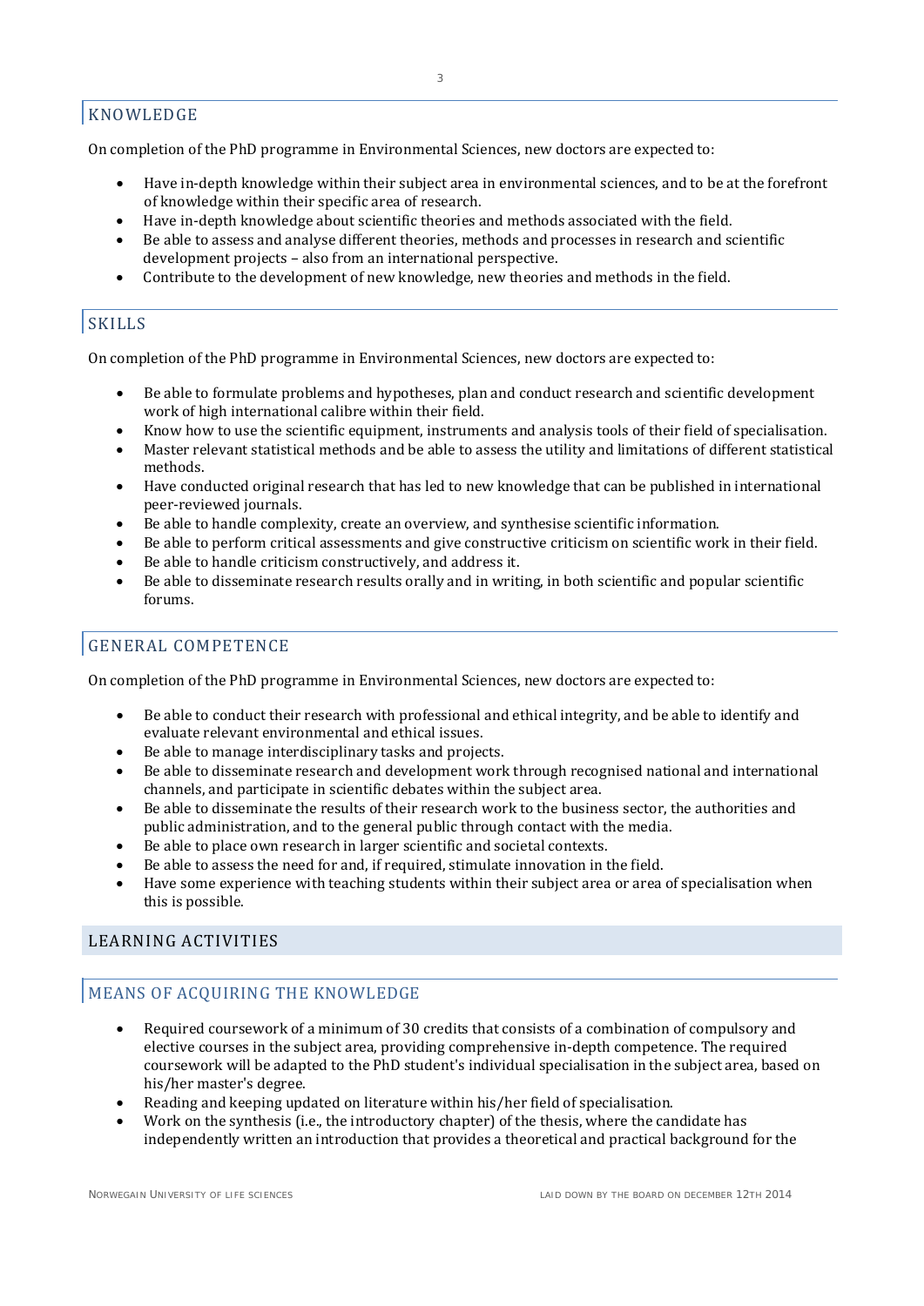## KNOWLEDGE

On completion of the PhD programme in Environmental Sciences, new doctors are expected to:

- Have in-depth knowledge within their subject area in environmental sciences, and to be at the forefront of knowledge within their specific area of research.
- Have in-depth knowledge about scientific theories and methods associated with the field.
- Be able to assess and analyse different theories, methods and processes in research and scientific development projects – also from an international perspective.
- Contribute to the development of new knowledge, new theories and methods in the field.

## SKILLS

On completion of the PhD programme in Environmental Sciences, new doctors are expected to:

- Be able to formulate problems and hypotheses, plan and conduct research and scientific development work of high international calibre within their field.
- Know how to use the scientific equipment, instruments and analysis tools of their field of specialisation.
- Master relevant statistical methods and be able to assess the utility and limitations of different statistical methods.
- Have conducted original research that has led to new knowledge that can be published in international peer-reviewed journals.
- Be able to handle complexity, create an overview, and synthesise scientific information.
- Be able to perform critical assessments and give constructive criticism on scientific work in their field.
- Be able to handle criticism constructively, and address it.
- Be able to disseminate research results orally and in writing, in both scientific and popular scientific forums.

## GENERAL COMPETENCE

On completion of the PhD programme in Environmental Sciences, new doctors are expected to:

- Be able to conduct their research with professional and ethical integrity, and be able to identify and evaluate relevant environmental and ethical issues.
- Be able to manage interdisciplinary tasks and projects.
- Be able to disseminate research and development work through recognised national and international channels, and participate in scientific debates within the subject area.
- Be able to disseminate the results of their research work to the business sector, the authorities and public administration, and to the general public through contact with the media.
- Be able to place own research in larger scientific and societal contexts.
- Be able to assess the need for and, if required, stimulate innovation in the field.
- Have some experience with teaching students within their subject area or area of specialisation when this is possible.

# LEARNING ACTIVITIES

## MEANS OF ACQUIRING THE KNOWLEDGE

- Required coursework of a minimum of 30 credits that consists of a combination of compulsory and elective courses in the subject area, providing comprehensive in-depth competence. The required coursework will be adapted to the PhD student's individual specialisation in the subject area, based on his/her master's degree.
- Reading and keeping updated on literature within his/her field of specialisation.
- Work on the synthesis (i.e., the introductory chapter) of the thesis, where the candidate has independently written an introduction that provides a theoretical and practical background for the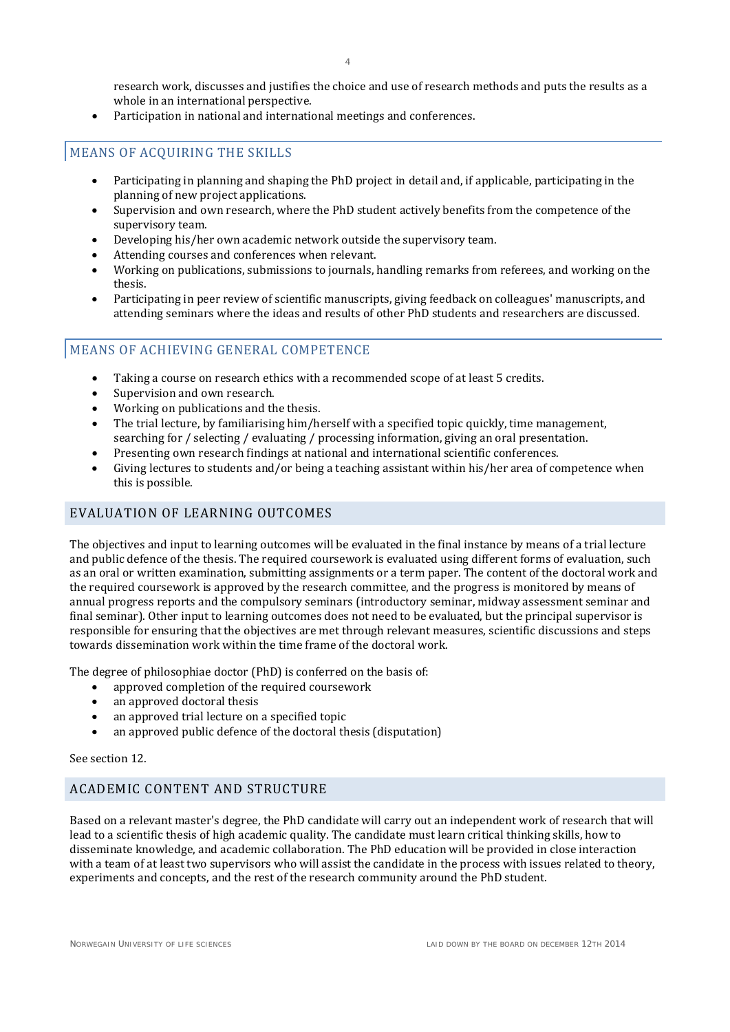research work, discusses and justifies the choice and use of research methods and puts the results as a whole in an international perspective.
- Participation in national and international meetings and conferences.

## MEANS OF ACQUIRING THE SKILLS

- Participating in planning and shaping the PhD project in detail and, if applicable, participating in the planning of new project applications.
- Supervision and own research, where the PhD student actively benefits from the competence of the supervisory team.
- Developing his/her own academic network outside the supervisory team.
- Attending courses and conferences when relevant.
- Working on publications, submissions to journals, handling remarks from referees, and working on the thesis.
- Participating in peer review of scientific manuscripts, giving feedback on colleagues' manuscripts, and attending seminars where the ideas and results of other PhD students and researchers are discussed.

## MEANS OF ACHIEVING GENERAL COMPETENCE

- Taking a course on research ethics with a recommended scope of at least 5 credits.
- Supervision and own research.
- Working on publications and the thesis.
- The trial lecture, by familiarising him/herself with a specified topic quickly, time management, searching for / selecting / evaluating / processing information, giving an oral presentation.
- Presenting own research findings at national and international scientific conferences.
- Giving lectures to students and/or being a teaching assistant within his/her area of competence when this is possible.

# EVALUATION OF LEARNING OUTCOMES

The objectives and input to learning outcomes will be evaluated in the final instance by means of a trial lecture and public defence of the thesis. The required coursework is evaluated using different forms of evaluation, such as an oral or written examination, submitting assignments or a term paper. The content of the doctoral work and the required coursework is approved by the research committee, and the progress is monitored by means of annual progress reports and the compulsory seminars (introductory seminar, midway assessment seminar and final seminar). Other input to learning outcomes does not need to be evaluated, but the principal supervisor is responsible for ensuring that the objectives are met through relevant measures, scientific discussions and steps towards dissemination work within the time frame of the doctoral work.

The degree of philosophiae doctor (PhD) is conferred on the basis of:
- approved completion of the required coursework
- an approved doctoral thesis
- an approved trial lecture on a specified topic
- an approved public defence of the doctoral thesis (disputation)

See section 12.

# ACADEMIC CONTENT AND STRUCTURE

Based on a relevant master's degree, the PhD candidate will carry out an independent work of research that will lead to a scientific thesis of high academic quality. The candidate must learn critical thinking skills, how to disseminate knowledge, and academic collaboration. The PhD education will be provided in close interaction with a team of at least two supervisors who will assist the candidate in the process with issues related to theory, experiments and concepts, and the rest of the research community around the PhD student.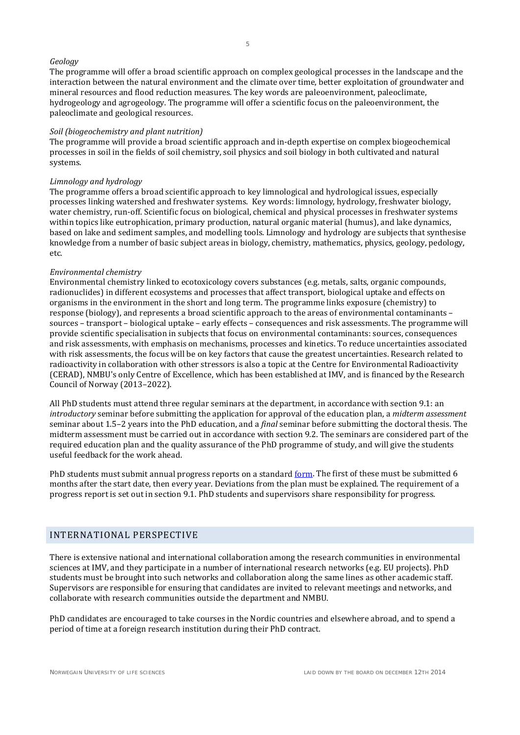*Geology*
The programme will offer a broad scientific approach on complex geological processes in the landscape and the interaction between the natural environment and the climate over time, better exploitation of groundwater and mineral resources and flood reduction measures. The key words are paleoenvironment, paleoclimate, hydrogeology and agrogeology. The programme will offer a scientific focus on the paleoenvironment, the paleoclimate and geological resources.

*Soil (biogeochemistry and plant nutrition)*
The programme will provide a broad scientific approach and in-depth expertise on complex biogeochemical processes in soil in the fields of soil chemistry, soil physics and soil biology in both cultivated and natural systems.

*Limnology and hydrology*
The programme offers a broad scientific approach to key limnological and hydrological issues, especially processes linking watershed and freshwater systems. Key words: limnology, hydrology, freshwater biology, water chemistry, run-off. Scientific focus on biological, chemical and physical processes in freshwater systems within topics like eutrophication, primary production, natural organic material (humus), and lake dynamics, based on lake and sediment samples, and modelling tools. Limnology and hydrology are subjects that synthesise knowledge from a number of basic subject areas in biology, chemistry, mathematics, physics, geology, pedology, etc.

*Environmental chemistry*
Environmental chemistry linked to ecotoxicology covers substances (e.g. metals, salts, organic compounds, radionuclides) in different ecosystems and processes that affect transport, biological uptake and effects on organisms in the environment in the short and long term. The programme links exposure (chemistry) to response (biology), and represents a broad scientific approach to the areas of environmental contaminants – sources – transport – biological uptake – early effects – consequences and risk assessments. The programme will provide scientific specialisation in subjects that focus on environmental contaminants: sources, consequences and risk assessments, with emphasis on mechanisms, processes and kinetics. To reduce uncertainties associated with risk assessments, the focus will be on key factors that cause the greatest uncertainties. Research related to radioactivity in collaboration with other stressors is also a topic at the Centre for Environmental Radioactivity (CERAD), NMBU's only Centre of Excellence, which has been established at IMV, and is financed by the Research Council of Norway (2013–2022).

All PhD students must attend three regular seminars at the department, in accordance with section 9.1: an *introductory* seminar before submitting the application for approval of the education plan, a *midterm assessment* seminar about 1.5–2 years into the PhD education, and a *final* seminar before submitting the doctoral thesis. The midterm assessment must be carried out in accordance with section 9.2. The seminars are considered part of the required education plan and the quality assurance of the PhD programme of study, and will give the students useful feedback for the work ahead.

PhD students must submit annual progress reports on a standard form. The first of these must be submitted 6 months after the start date, then every year. Deviations from the plan must be explained. The requirement of a progress report is set out in section 9.1. PhD students and supervisors share responsibility for progress.

## INTERNATIONAL PERSPECTIVE

There is extensive national and international collaboration among the research communities in environmental sciences at IMV, and they participate in a number of international research networks (e.g. EU projects). PhD students must be brought into such networks and collaboration along the same lines as other academic staff. Supervisors are responsible for ensuring that candidates are invited to relevant meetings and networks, and collaborate with research communities outside the department and NMBU.

PhD candidates are encouraged to take courses in the Nordic countries and elsewhere abroad, and to spend a period of time at a foreign research institution during their PhD contract.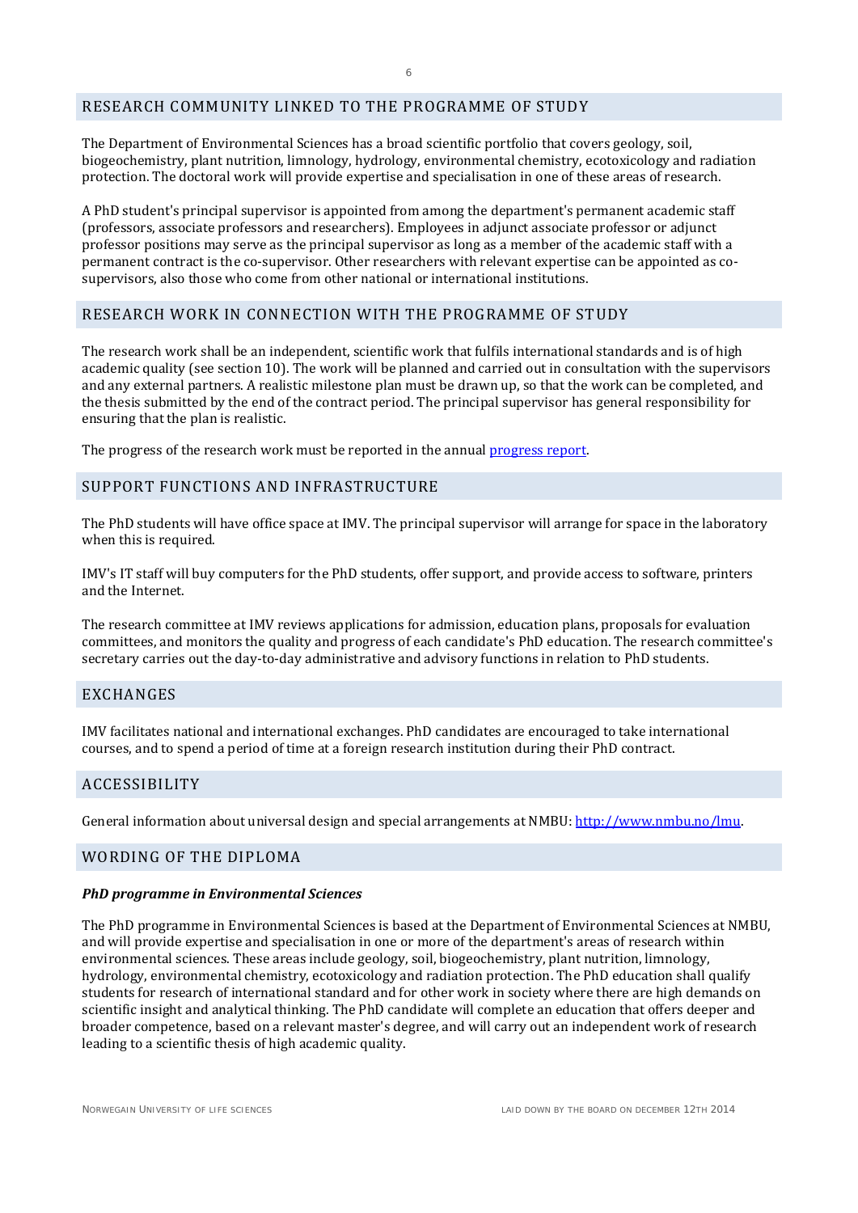## RESEARCH COMMUNITY LINKED TO THE PROGRAMME OF STUDY

The Department of Environmental Sciences has a broad scientific portfolio that covers geology, soil, biogeochemistry, plant nutrition, limnology, hydrology, environmental chemistry, ecotoxicology and radiation protection. The doctoral work will provide expertise and specialisation in one of these areas of research.

A PhD student's principal supervisor is appointed from among the department's permanent academic staff (professors, associate professors and researchers). Employees in adjunct associate professor or adjunct professor positions may serve as the principal supervisor as long as a member of the academic staff with a permanent contract is the co-supervisor. Other researchers with relevant expertise can be appointed as co-supervisors, also those who come from other national or international institutions.

## RESEARCH WORK IN CONNECTION WITH THE PROGRAMME OF STUDY

The research work shall be an independent, scientific work that fulfils international standards and is of high academic quality (see section 10). The work will be planned and carried out in consultation with the supervisors and any external partners. A realistic milestone plan must be drawn up, so that the work can be completed, and the thesis submitted by the end of the contract period. The principal supervisor has general responsibility for ensuring that the plan is realistic.

The progress of the research work must be reported in the annual progress report.

## SUPPORT FUNCTIONS AND INFRASTRUCTURE

The PhD students will have office space at IMV. The principal supervisor will arrange for space in the laboratory when this is required.

IMV's IT staff will buy computers for the PhD students, offer support, and provide access to software, printers and the Internet.

The research committee at IMV reviews applications for admission, education plans, proposals for evaluation committees, and monitors the quality and progress of each candidate's PhD education. The research committee's secretary carries out the day-to-day administrative and advisory functions in relation to PhD students.

## EXCHANGES

IMV facilitates national and international exchanges. PhD candidates are encouraged to take international courses, and to spend a period of time at a foreign research institution during their PhD contract.

## ACCESSIBILITY

General information about universal design and special arrangements at NMBU: http://www.nmbu.no/lmu.

## WORDING OF THE DIPLOMA

***PhD programme in Environmental Sciences***

The PhD programme in Environmental Sciences is based at the Department of Environmental Sciences at NMBU, and will provide expertise and specialisation in one or more of the department's areas of research within environmental sciences. These areas include geology, soil, biogeochemistry, plant nutrition, limnology, hydrology, environmental chemistry, ecotoxicology and radiation protection. The PhD education shall qualify students for research of international standard and for other work in society where there are high demands on scientific insight and analytical thinking. The PhD candidate will complete an education that offers deeper and broader competence, based on a relevant master's degree, and will carry out an independent work of research leading to a scientific thesis of high academic quality.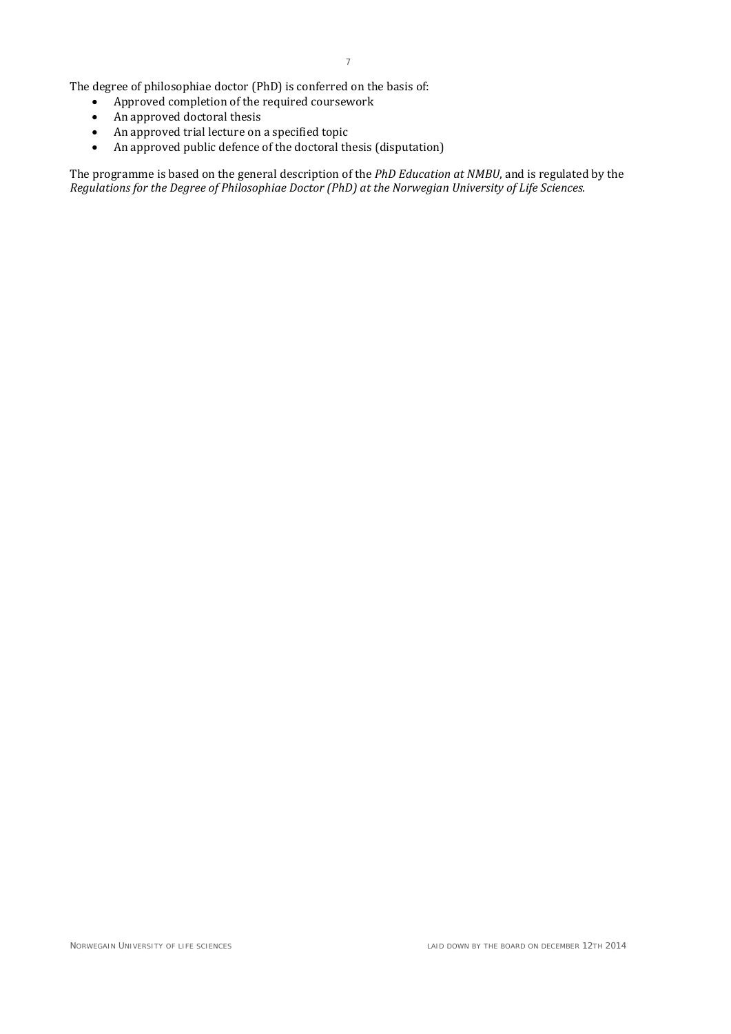The degree of philosophiae doctor (PhD) is conferred on the basis of:

- Approved completion of the required coursework
- An approved doctoral thesis
- An approved trial lecture on a specified topic
- An approved public defence of the doctoral thesis (disputation)

The programme is based on the general description of the *PhD Education at NMBU*, and is regulated by the *Regulations for the Degree of Philosophiae Doctor (PhD) at the Norwegian University of Life Sciences.*